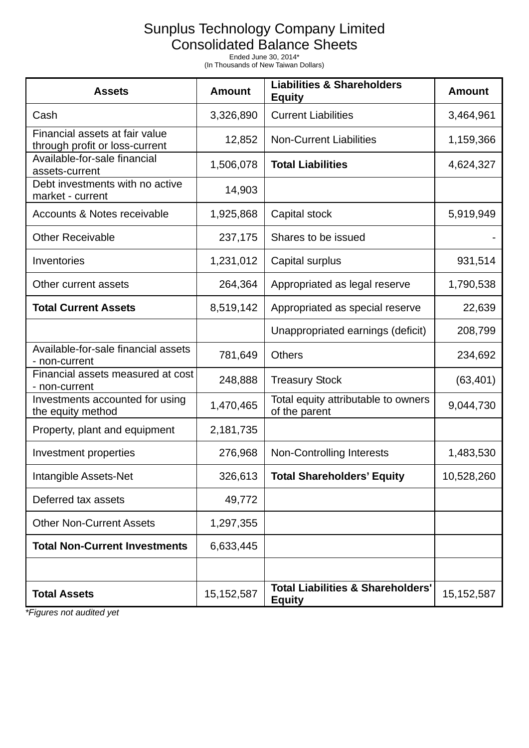# Sunplus Technology Company Limited
## Consolidated Balance Sheets

Ended June 30, 2014*
(In Thousands of New Taiwan Dollars)

| Assets | Amount | Liabilities & Shareholders Equity | Amount |
|---|---|---|---|
| Cash | 3,326,890 | Current Liabilities | 3,464,961 |
| Financial assets at fair value through profit or loss-current | 12,852 | Non-Current Liabilities | 1,159,366 |
| Available-for-sale financial assets-current | 1,506,078 | **Total Liabilities** | 4,624,327 |
| Debt investments with no active market - current | 14,903 | | |
| Accounts & Notes receivable | 1,925,868 | Capital stock | 5,919,949 |
| Other Receivable | 237,175 | Shares to be issued | - |
| Inventories | 1,231,012 | Capital surplus | 931,514 |
| Other current assets | 264,364 | Appropriated as legal reserve | 1,790,538 |
| **Total Current Assets** | 8,519,142 | Appropriated as special reserve | 22,639 |
| | | Unappropriated earnings (deficit) | 208,799 |
| Available-for-sale financial assets - non-current | 781,649 | Others | 234,692 |
| Financial assets measured at cost - non-current | 248,888 | Treasury Stock | (63,401) |
| Investments accounted for using the equity method | 1,470,465 | Total equity attributable to owners of the parent | 9,044,730 |
| Property, plant and equipment | 2,181,735 | | |
| Investment properties | 276,968 | Non-Controlling Interests | 1,483,530 |
| Intangible Assets-Net | 326,613 | **Total Shareholders' Equity** | 10,528,260 |
| Deferred tax assets | 49,772 | | |
| Other Non-Current Assets | 1,297,355 | | |
| **Total Non-Current Investments** | 6,633,445 | | |
| | | | |
| **Total Assets** | 15,152,587 | **Total Liabilities & Shareholders' Equity** | 15,152,587 |

*Figures not audited yet*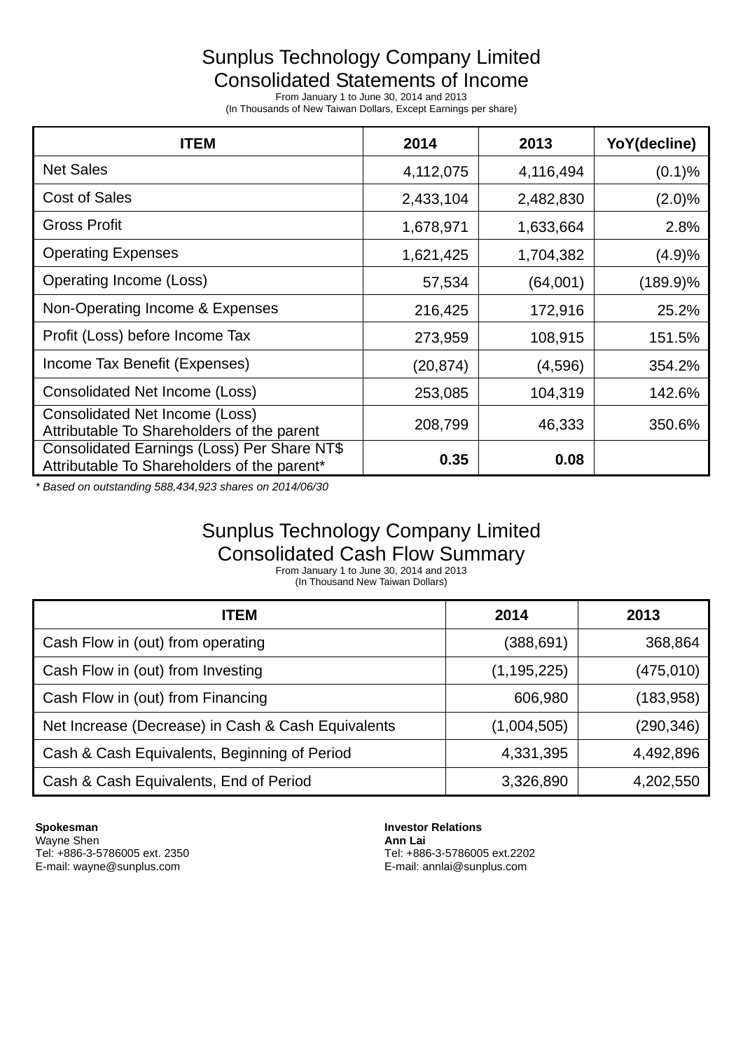# Sunplus Technology Company Limited
# Consolidated Statements of Income

From January 1 to June 30, 2014 and 2013
(In Thousands of New Taiwan Dollars, Except Earnings per share)

| ITEM | 2014 | 2013 | YoY(decline) |
|---|---|---|---|
| Net Sales | 4,112,075 | 4,116,494 | (0.1)% |
| Cost of Sales | 2,433,104 | 2,482,830 | (2.0)% |
| Gross Profit | 1,678,971 | 1,633,664 | 2.8% |
| Operating Expenses | 1,621,425 | 1,704,382 | (4.9)% |
| Operating Income (Loss) | 57,534 | (64,001) | (189.9)% |
| Non-Operating Income & Expenses | 216,425 | 172,916 | 25.2% |
| Profit (Loss) before Income Tax | 273,959 | 108,915 | 151.5% |
| Income Tax Benefit (Expenses) | (20,874) | (4,596) | 354.2% |
| Consolidated Net Income (Loss) | 253,085 | 104,319 | 142.6% |
| Consolidated Net Income (Loss) Attributable To Shareholders of the parent | 208,799 | 46,333 | 350.6% |
| Consolidated Earnings (Loss) Per Share NT$ Attributable To Shareholders of the parent* | **0.35** | **0.08** | |

*\* Based on outstanding 588,434,923 shares on 2014/06/30*

# Sunplus Technology Company Limited
# Consolidated Cash Flow Summary

From January 1 to June 30, 2014 and 2013
(In Thousand New Taiwan Dollars)

| ITEM | 2014 | 2013 |
|---|---|---|
| Cash Flow in (out) from operating | (388,691) | 368,864 |
| Cash Flow in (out) from Investing | (1,195,225) | (475,010) |
| Cash Flow in (out) from Financing | 606,980 | (183,958) |
| Net Increase (Decrease) in Cash & Cash Equivalents | (1,004,505) | (290,346) |
| Cash & Cash Equivalents, Beginning of Period | 4,331,395 | 4,492,896 |
| Cash & Cash Equivalents, End of Period | 3,326,890 | 4,202,550 |

**Spokesman**
Wayne Shen
Tel: +886-3-5786005 ext. 2350
E-mail: wayne@sunplus.com

**Investor Relations**
**Ann Lai**
Tel: +886-3-5786005 ext.2202
E-mail: annlai@sunplus.com